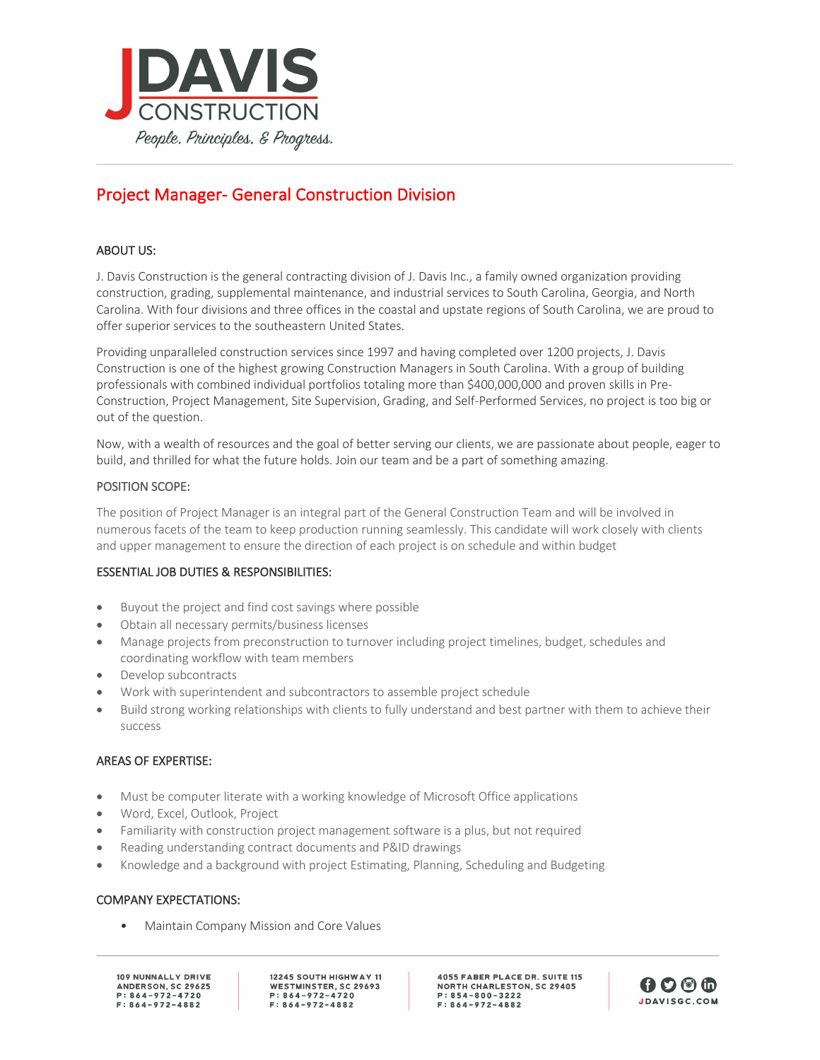JDAVIS CONSTRUCTION

*People, Principles, & Progress.*

# Project Manager- General Construction Division

## ABOUT US:

J. Davis Construction is the general contracting division of J. Davis Inc., a family owned organization providing construction, grading, supplemental maintenance, and industrial services to South Carolina, Georgia, and North Carolina. With four divisions and three offices in the coastal and upstate regions of South Carolina, we are proud to offer superior services to the southeastern United States.

Providing unparalleled construction services since 1997 and having completed over 1200 projects, J. Davis Construction is one of the highest growing Construction Managers in South Carolina. With a group of building professionals with combined individual portfolios totaling more than $400,000,000 and proven skills in Pre-Construction, Project Management, Site Supervision, Grading, and Self-Performed Services, no project is too big or out of the question.

Now, with a wealth of resources and the goal of better serving our clients, we are passionate about people, eager to build, and thrilled for what the future holds. Join our team and be a part of something amazing.

## POSITION SCOPE:

The position of Project Manager is an integral part of the General Construction Team and will be involved in numerous facets of the team to keep production running seamlessly. This candidate will work closely with clients and upper management to ensure the direction of each project is on schedule and within budget

## ESSENTIAL JOB DUTIES & RESPONSIBILITIES:

- Buyout the project and find cost savings where possible
- Obtain all necessary permits/business licenses
- Manage projects from preconstruction to turnover including project timelines, budget, schedules and coordinating workflow with team members
- Develop subcontracts
- Work with superintendent and subcontractors to assemble project schedule
- Build strong working relationships with clients to fully understand and best partner with them to achieve their success

## AREAS OF EXPERTISE:

- Must be computer literate with a working knowledge of Microsoft Office applications
- Word, Excel, Outlook, Project
- Familiarity with construction project management software is a plus, but not required
- Reading understanding contract documents and P&ID drawings
- Knowledge and a background with project Estimating, Planning, Scheduling and Budgeting

## COMPANY EXPECTATIONS:

- Maintain Company Mission and Core Values

109 NUNNALLY DRIVE
ANDERSON, SC 29625
P: 864-972-4720
F: 864-972-4882

12245 SOUTH HIGHWAY 11
WESTMINSTER, SC 29693
P: 864-972-4720
F: 864-972-4882

4055 FABER PLACE DR. SUITE 115
NORTH CHARLESTON, SC 29405
P: 854-800-3222
F: 864-972-4882

JDAVISGC.COM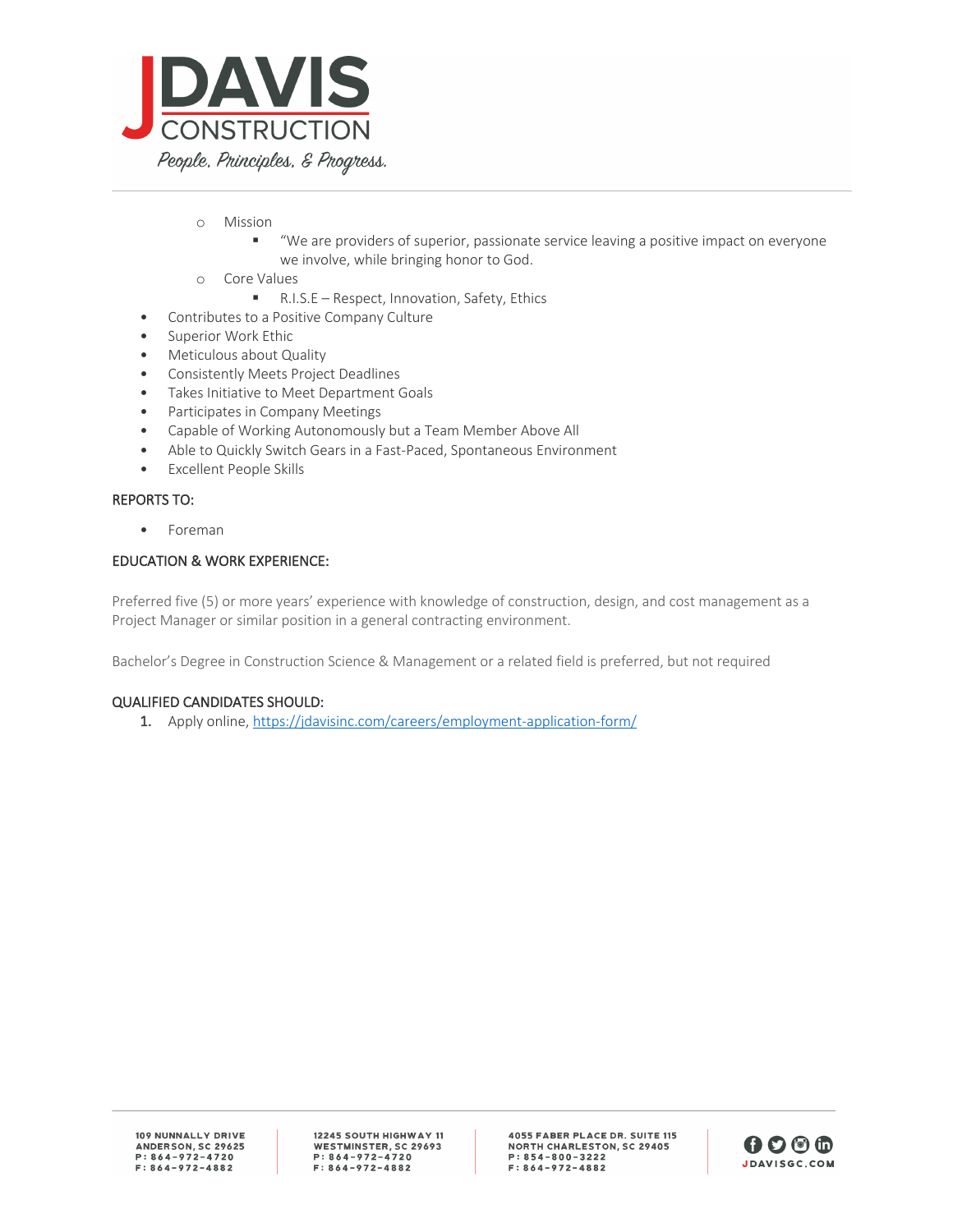- Mission
    - "We are providers of superior, passionate service leaving a positive impact on everyone we involve, while bringing honor to God.
- Core Values
    - R.I.S.E – Respect, Innovation, Safety, Ethics

- Contributes to a Positive Company Culture
- Superior Work Ethic
- Meticulous about Quality
- Consistently Meets Project Deadlines
- Takes Initiative to Meet Department Goals
- Participates in Company Meetings
- Capable of Working Autonomously but a Team Member Above All
- Able to Quickly Switch Gears in a Fast-Paced, Spontaneous Environment
- Excellent People Skills

REPORTS TO:

- Foreman

EDUCATION & WORK EXPERIENCE:

Preferred five (5) or more years' experience with knowledge of construction, design, and cost management as a Project Manager or similar position in a general contracting environment.

Bachelor's Degree in Construction Science & Management or a related field is preferred, but not required

QUALIFIED CANDIDATES SHOULD:

1. Apply online, https://jdavisinc.com/careers/employment-application-form/